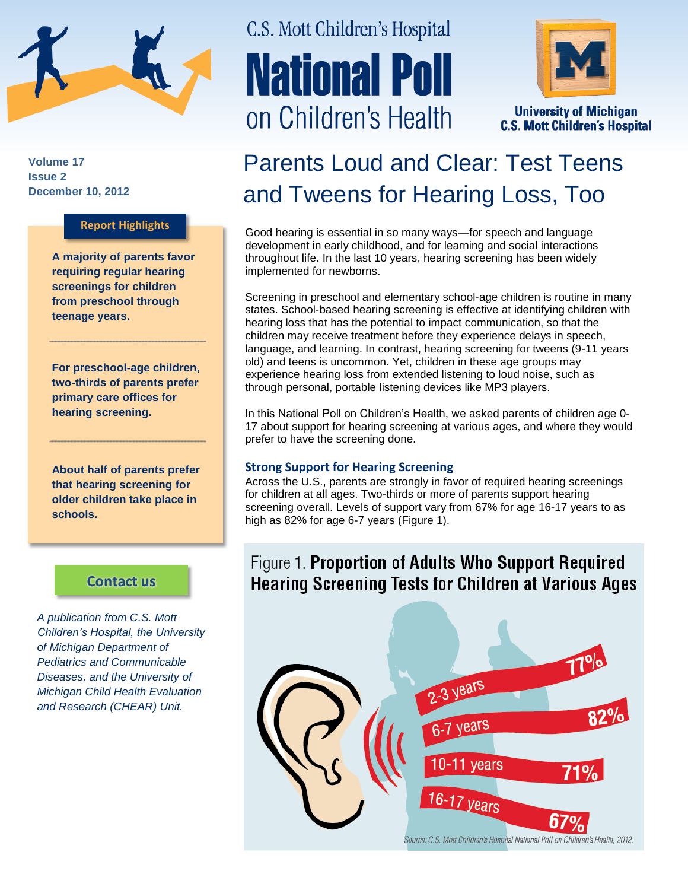C.S. Mott Children's Hospital

# National Poll on Children's Health

University of Michigan
C.S. Mott Children's Hospital

Volume 17
Issue 2
December 10, 2012

## Parents Loud and Clear: Test Teens and Tweens for Hearing Loss, Too

### Report Highlights

**A majority of parents favor requiring regular hearing screenings for children from preschool through teenage years.**

**For preschool-age children, two-thirds of parents prefer primary care offices for hearing screening.**

**About half of parents prefer that hearing screening for older children take place in schools.**

Contact us

*A publication from C.S. Mott Children's Hospital, the University of Michigan Department of Pediatrics and Communicable Diseases, and the University of Michigan Child Health Evaluation and Research (CHEAR) Unit.*

Good hearing is essential in so many ways—for speech and language development in early childhood, and for learning and social interactions throughout life. In the last 10 years, hearing screening has been widely implemented for newborns.

Screening in preschool and elementary school-age children is routine in many states. School-based hearing screening is effective at identifying children with hearing loss that has the potential to impact communication, so that the children may receive treatment before they experience delays in speech, language, and learning. In contrast, hearing screening for tweens (9-11 years old) and teens is uncommon. Yet, children in these age groups may experience hearing loss from extended listening to loud noise, such as through personal, portable listening devices like MP3 players.

In this National Poll on Children's Health, we asked parents of children age 0-17 about support for hearing screening at various ages, and where they would prefer to have the screening done.

### Strong Support for Hearing Screening

Across the U.S., parents are strongly in favor of required hearing screenings for children at all ages. Two-thirds or more of parents support hearing screening overall. Levels of support vary from 67% for age 16-17 years to as high as 82% for age 6-7 years (Figure 1).

Figure 1. **Proportion of Adults Who Support Required Hearing Screening Tests for Children at Various Ages**

| Age | Support |
| --- | --- |
| 2-3 years | 77% |
| 6-7 years | 82% |
| 10-11 years | 71% |
| 16-17 years | 67% |

*Source: C.S. Mott Children's Hospital National Poll on Children's Health, 2012.*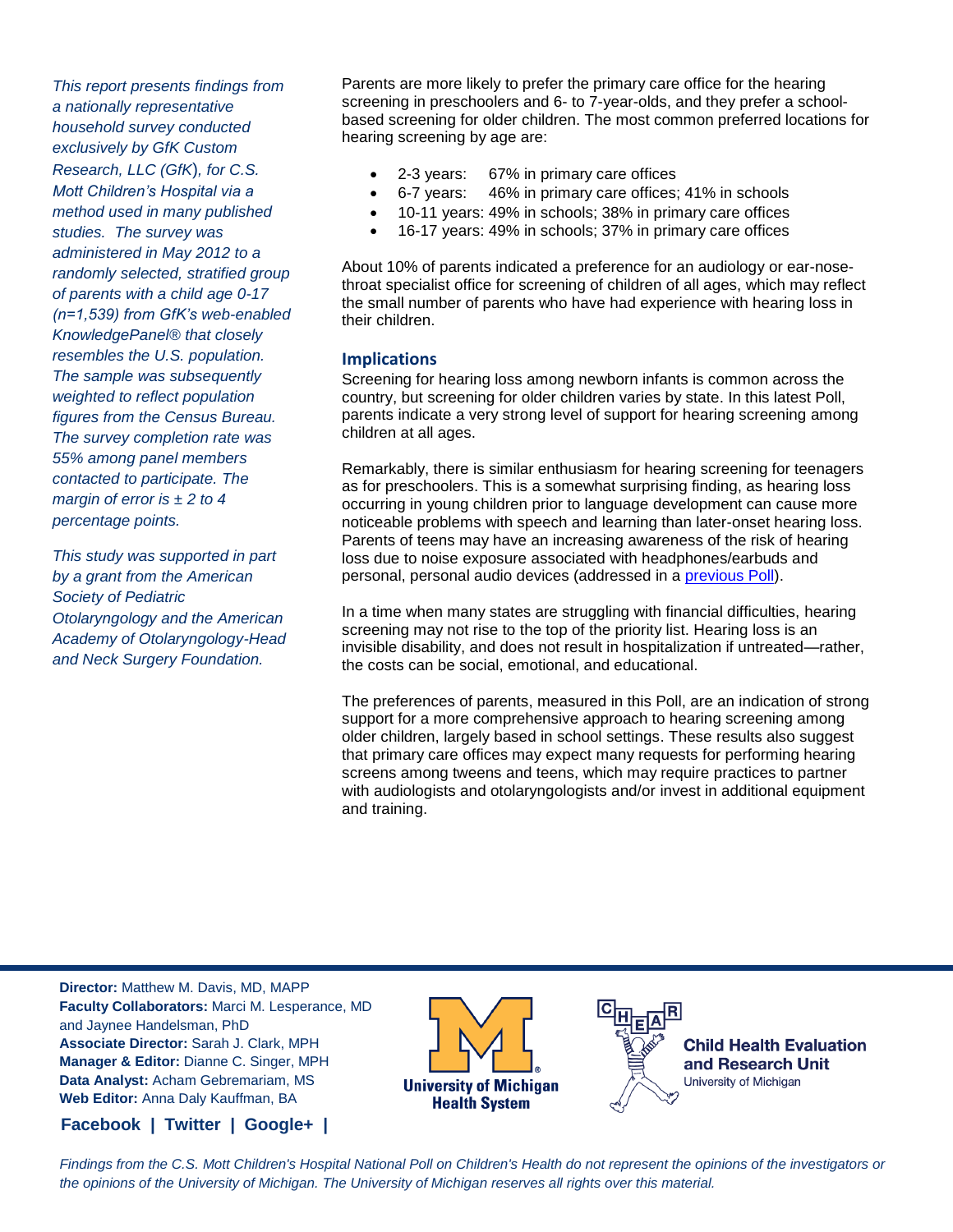*This report presents findings from a nationally representative household survey conducted exclusively by GfK Custom Research, LLC (GfK), for C.S. Mott Children's Hospital via a method used in many published studies. The survey was administered in May 2012 to a randomly selected, stratified group of parents with a child age 0-17 (n=1,539) from GfK's web-enabled KnowledgePanel® that closely resembles the U.S. population. The sample was subsequently weighted to reflect population figures from the Census Bureau. The survey completion rate was 55% among panel members contacted to participate. The margin of error is ± 2 to 4 percentage points.*

*This study was supported in part by a grant from the American Society of Pediatric Otolaryngology and the American Academy of Otolaryngology-Head and Neck Surgery Foundation.*

Parents are more likely to prefer the primary care office for the hearing screening in preschoolers and 6- to 7-year-olds, and they prefer a school-based screening for older children. The most common preferred locations for hearing screening by age are:

- 2-3 years: 67% in primary care offices
- 6-7 years: 46% in primary care offices; 41% in schools
- 10-11 years: 49% in schools; 38% in primary care offices
- 16-17 years: 49% in schools; 37% in primary care offices

About 10% of parents indicated a preference for an audiology or ear-nose-throat specialist office for screening of children of all ages, which may reflect the small number of parents who have had experience with hearing loss in their children.

## Implications

Screening for hearing loss among newborn infants is common across the country, but screening for older children varies by state. In this latest Poll, parents indicate a very strong level of support for hearing screening among children at all ages.

Remarkably, there is similar enthusiasm for hearing screening for teenagers as for preschoolers. This is a somewhat surprising finding, as hearing loss occurring in young children prior to language development can cause more noticeable problems with speech and learning than later-onset hearing loss. Parents of teens may have an increasing awareness of the risk of hearing loss due to noise exposure associated with headphones/earbuds and personal, personal audio devices (addressed in a previous Poll).

In a time when many states are struggling with financial difficulties, hearing screening may not rise to the top of the priority list. Hearing loss is an invisible disability, and does not result in hospitalization if untreated—rather, the costs can be social, emotional, and educational.

The preferences of parents, measured in this Poll, are an indication of strong support for a more comprehensive approach to hearing screening among older children, largely based in school settings. These results also suggest that primary care offices may expect many requests for performing hearing screens among tweens and teens, which may require practices to partner with audiologists and otolaryngologists and/or invest in additional equipment and training.

**Director:** Matthew M. Davis, MD, MAPP
**Faculty Collaborators:** Marci M. Lesperance, MD and Jaynee Handelsman, PhD
**Associate Director:** Sarah J. Clark, MPH
**Manager & Editor:** Dianne C. Singer, MPH
**Data Analyst:** Acham Gebremariam, MS
**Web Editor:** Anna Daly Kauffman, BA

**Facebook | Twitter | Google+ |**

University of Michigan Health System

Child Health Evaluation and Research Unit
University of Michigan

*Findings from the C.S. Mott Children's Hospital National Poll on Children's Health do not represent the opinions of the investigators or the opinions of the University of Michigan. The University of Michigan reserves all rights over this material.*